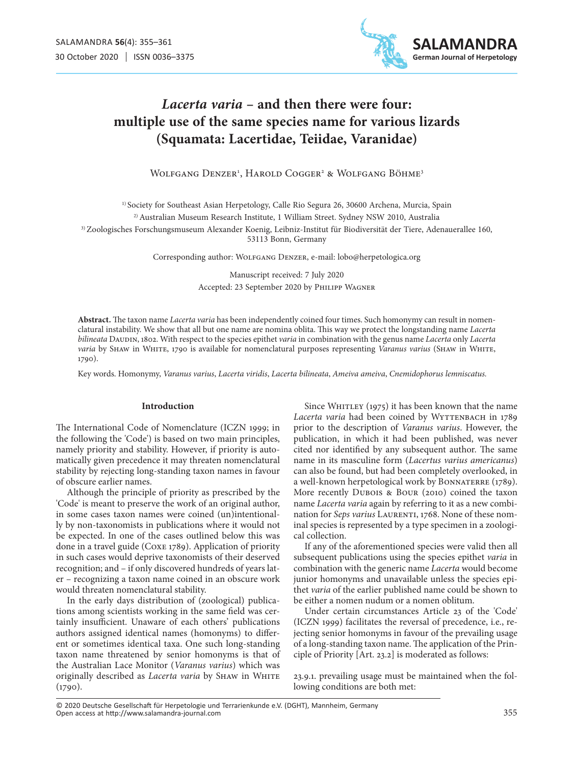# *Lacerta varia* – and then there were four: multiple use of the same species name for various lizards (Squamata: Lacertidae, Teiidae, Varanidae)

Wolfgang Denzer[1], Harold Cogger[2] & Wolfgang Böhme[3]

[1] Society for Southeast Asian Herpetology, Calle Rio Segura 26, 30600 Archena, Murcia, Spain

[2] Australian Museum Research Institute, 1 William Street. Sydney NSW 2010, Australia

[3] Zoologisches Forschungsmuseum Alexander Koenig, Leibniz-Institut für Biodiversität der Tiere, Adenauerallee 160, 53113 Bonn, Germany

Corresponding author: Wolfgang Denzer, e-mail: lobo@herpetologica.org

Manuscript received: 7 July 2020
Accepted: 23 September 2020 by Philipp Wagner

**Abstract.** The taxon name *Lacerta varia* has been independently coined four times. Such homonymy can result in nomenclatural instability. We show that all but one name are nomina oblita. This way we protect the longstanding name *Lacerta bilineata* Daudin, 1802. With respect to the species epithet *varia* in combination with the genus name *Lacerta* only *Lacerta varia* by Shaw in White, 1790 is available for nomenclatural purposes representing *Varanus varius* (Shaw in White, 1790).

Key words. Homonymy, *Varanus varius*, *Lacerta viridis*, *Lacerta bilineata*, *Ameiva ameiva*, *Cnemidophorus lemniscatus.*

## Introduction

The International Code of Nomenclature (ICZN 1999; in the following the 'Code') is based on two main principles, namely priority and stability. However, if priority is automatically given precedence it may threaten nomenclatural stability by rejecting long-standing taxon names in favour of obscure earlier names.

Although the principle of priority as prescribed by the 'Code' is meant to preserve the work of an original author, in some cases taxon names were coined (un)intentionally by non-taxonomists in publications where it would not be expected. In one of the cases outlined below this was done in a travel guide (Coxe 1789). Application of priority in such cases would deprive taxonomists of their deserved recognition; and – if only discovered hundreds of years later – recognizing a taxon name coined in an obscure work would threaten nomenclatural stability.

In the early days distribution of (zoological) publications among scientists working in the same field was certainly insufficient. Unaware of each others' publications authors assigned identical names (homonyms) to different or sometimes identical taxa. One such long-standing taxon name threatened by senior homonyms is that of the Australian Lace Monitor (*Varanus varius*) which was originally described as *Lacerta varia* by Shaw in White (1790).

Since Whitley (1975) it has been known that the name *Lacerta varia* had been coined by Wyttenbach in 1789 prior to the description of *Varanus varius*. However, the publication, in which it had been published, was never cited nor identified by any subsequent author. The same name in its masculine form (*Lacertus varius americanus*) can also be found, but had been completely overlooked, in a well-known herpetological work by Bonnaterre (1789). More recently Dubois & Bour (2010) coined the taxon name *Lacerta varia* again by referring to it as a new combination for *Seps varius* Laurenti, 1768. None of these nominal species is represented by a type specimen in a zoological collection.

If any of the aforementioned species were valid then all subsequent publications using the species epithet *varia* in combination with the generic name *Lacerta* would become junior homonyms and unavailable unless the species epithet *varia* of the earlier published name could be shown to be either a nomen nudum or a nomen oblitum.

Under certain circumstances Article 23 of the 'Code' (ICZN 1999) facilitates the reversal of precedence, i.e., rejecting senior homonyms in favour of the prevailing usage of a long-standing taxon name. The application of the Principle of Priority [Art. 23.2] is moderated as follows:

23.9.1. prevailing usage must be maintained when the following conditions are both met:

© 2020 Deutsche Gesellschaft für Herpetologie und Terrarienkunde e.V. (DGHT), Mannheim, Germany
Open access at http://www.salamandra-journal.com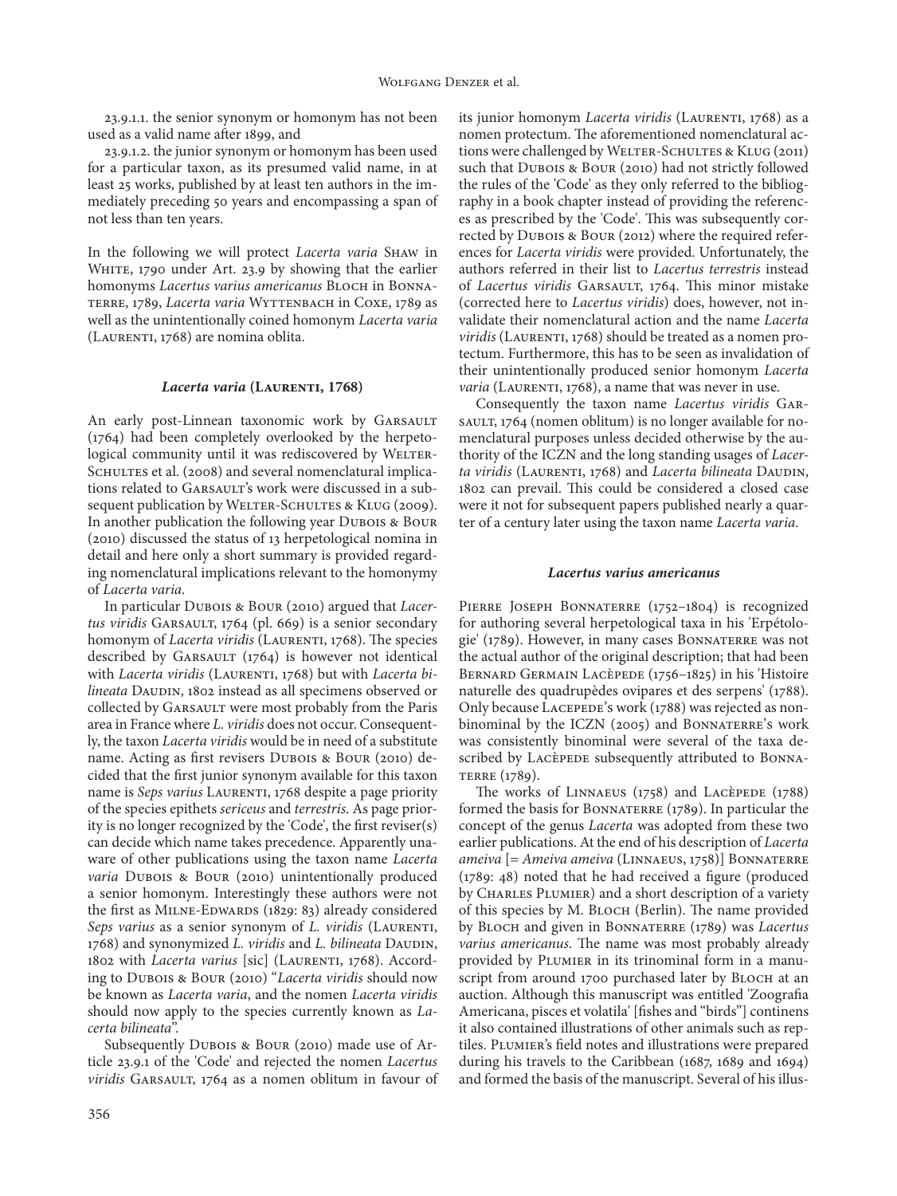23.9.1.1. the senior synonym or homonym has not been used as a valid name after 1899, and

23.9.1.2. the junior synonym or homonym has been used for a particular taxon, as its presumed valid name, in at least 25 works, published by at least ten authors in the immediately preceding 50 years and encompassing a span of not less than ten years.

In the following we will protect *Lacerta varia* Shaw in White, 1790 under Art. 23.9 by showing that the earlier homonyms *Lacertus varius americanus* Bloch in Bonnaterre, 1789, *Lacerta varia* Wyttenbach in Coxe, 1789 as well as the unintentionally coined homonym *Lacerta varia* (Laurenti, 1768) are nomina oblita.

### *Lacerta varia* (Laurenti, 1768)

An early post-Linnean taxonomic work by Garsault (1764) had been completely overlooked by the herpetological community until it was rediscovered by Welter-Schultes et al. (2008) and several nomenclatural implications related to Garsault's work were discussed in a subsequent publication by Welter-Schultes & Klug (2009). In another publication the following year Dubois & Bour (2010) discussed the status of 13 herpetological nomina in detail and here only a short summary is provided regarding nomenclatural implications relevant to the homonymy of *Lacerta varia*.

In particular Dubois & Bour (2010) argued that *Lacertus viridis* Garsault, 1764 (pl. 669) is a senior secondary homonym of *Lacerta viridis* (Laurenti, 1768). The species described by Garsault (1764) is however not identical with *Lacerta viridis* (Laurenti, 1768) but with *Lacerta bilineata* Daudin, 1802 instead as all specimens observed or collected by Garsault were most probably from the Paris area in France where *L. viridis* does not occur. Consequently, the taxon *Lacerta viridis* would be in need of a substitute name. Acting as first revisers Dubois & Bour (2010) decided that the first junior synonym available for this taxon name is *Seps varius* Laurenti, 1768 despite a page priority of the species epithets *sericeus* and *terrestris*. As page priority is no longer recognized by the 'Code', the first reviser(s) can decide which name takes precedence. Apparently unaware of other publications using the taxon name *Lacerta varia* Dubois & Bour (2010) unintentionally produced a senior homonym. Interestingly these authors were not the first as Milne-Edwards (1829: 83) already considered *Seps varius* as a senior synonym of *L. viridis* (Laurenti, 1768) and synonymized *L. viridis* and *L. bilineata* Daudin, 1802 with *Lacerta varius* [sic] (Laurenti, 1768). According to Dubois & Bour (2010) "*Lacerta viridis* should now be known as *Lacerta varia*, and the nomen *Lacerta viridis* should now apply to the species currently known as *Lacerta bilineata*".

Subsequently Dubois & Bour (2010) made use of Article 23.9.1 of the 'Code' and rejected the nomen *Lacertus viridis* Garsault, 1764 as a nomen oblitum in favour of its junior homonym *Lacerta viridis* (Laurenti, 1768) as a nomen protectum. The aforementioned nomenclatural actions were challenged by Welter-Schultes & Klug (2011) such that Dubois & Bour (2010) had not strictly followed the rules of the 'Code' as they only referred to the bibliography in a book chapter instead of providing the references as prescribed by the 'Code'. This was subsequently corrected by Dubois & Bour (2012) where the required references for *Lacerta viridis* were provided. Unfortunately, the authors referred in their list to *Lacertus terrestris* instead of *Lacertus viridis* Garsault, 1764. This minor mistake (corrected here to *Lacertus viridis*) does, however, not invalidate their nomenclatural action and the name *Lacerta viridis* (Laurenti, 1768) should be treated as a nomen protectum. Furthermore, this has to be seen as invalidation of their unintentionally produced senior homonym *Lacerta varia* (Laurenti, 1768), a name that was never in use.

Consequently the taxon name *Lacertus viridis* Garsault, 1764 (nomen oblitum) is no longer available for nomenclatural purposes unless decided otherwise by the authority of the ICZN and the long standing usages of *Lacerta viridis* (Laurenti, 1768) and *Lacerta bilineata* Daudin, 1802 can prevail. This could be considered a closed case were it not for subsequent papers published nearly a quarter of a century later using the taxon name *Lacerta varia*.

### *Lacertus varius americanus*

Pierre Joseph Bonnaterre (1752–1804) is recognized for authoring several herpetological taxa in his 'Erpétologie' (1789). However, in many cases Bonnaterre was not the actual author of the original description; that had been Bernard Germain Lacèpède (1756–1825) in his 'Histoire naturelle des quadrupèdes ovipares et des serpens' (1788). Only because Lacepede's work (1788) was rejected as non-binominal by the ICZN (2005) and Bonnaterre's work was consistently binominal were several of the taxa described by Lacèpède subsequently attributed to Bonnaterre (1789).

The works of Linnaeus (1758) and Lacèpède (1788) formed the basis for Bonnaterre (1789). In particular the concept of the genus *Lacerta* was adopted from these two earlier publications. At the end of his description of *Lacerta ameiva* [= *Ameiva ameiva* (Linnaeus, 1758)] Bonnaterre (1789: 48) noted that he had received a figure (produced by Charles Plumier) and a short description of a variety of this species by M. Bloch (Berlin). The name provided by Bloch and given in Bonnaterre (1789) was *Lacertus varius americanus*. The name was most probably already provided by Plumier in its trinominal form in a manuscript from around 1700 purchased later by Bloch at an auction. Although this manuscript was entitled 'Zoografia Americana, pisces et volatilia' [fishes and "birds"] continens it also contained illustrations of other animals such as reptiles. Plumier's field notes and illustrations were prepared during his travels to the Caribbean (1687, 1689 and 1694) and formed the basis of the manuscript. Several of his illus-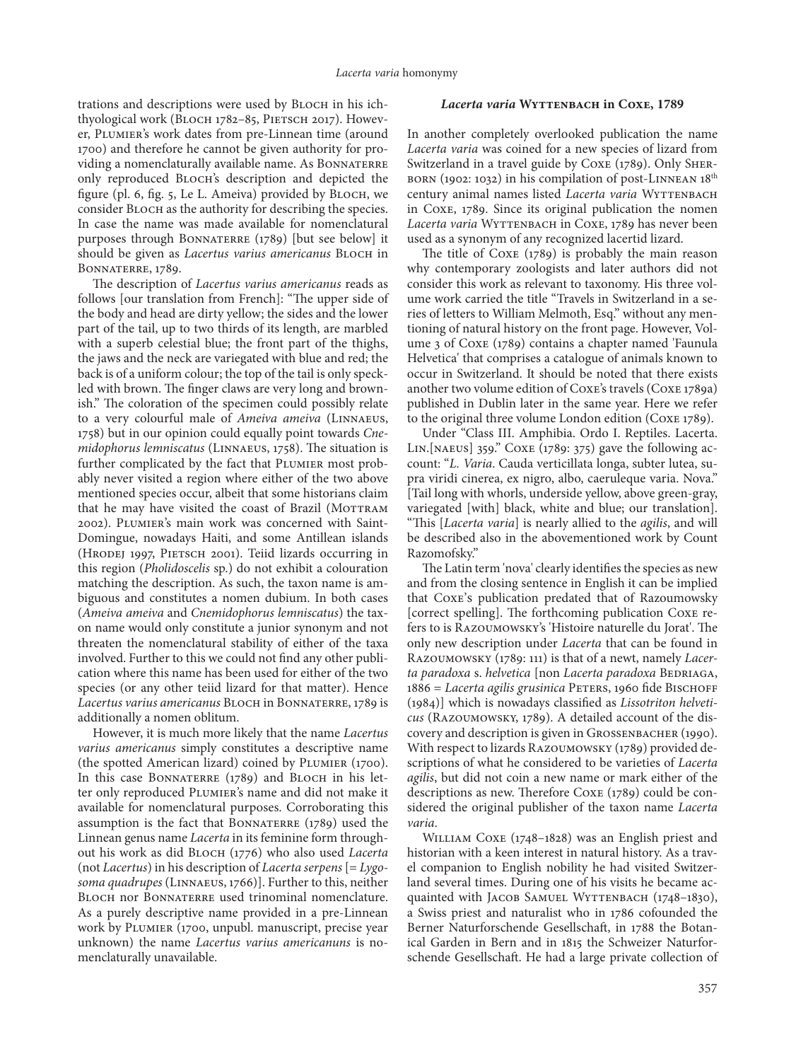trations and descriptions were used by Bloch in his ichthyological work (Bloch 1782–85, Pietsch 2017). However, Plumier's work dates from pre-Linnean time (around 1700) and therefore he cannot be given authority for providing a nomenclaturally available name. As Bonnaterre only reproduced Bloch's description and depicted the figure (pl. 6, fig. 5, Le L. Ameiva) provided by Bloch, we consider Bloch as the authority for describing the species. In case the name was made available for nomenclatural purposes through Bonnaterre (1789) [but see below] it should be given as *Lacertus varius americanus* Bloch in Bonnaterre, 1789.

The description of *Lacertus varius americanus* reads as follows [our translation from French]: "The upper side of the body and head are dirty yellow; the sides and the lower part of the tail, up to two thirds of its length, are marbled with a superb celestial blue; the front part of the thighs, the jaws and the neck are variegated with blue and red; the back is of a uniform colour; the top of the tail is only speckled with brown. The finger claws are very long and brownish." The coloration of the specimen could possibly relate to a very colourful male of *Ameiva ameiva* (Linnaeus, 1758) but in our opinion could equally point towards *Cnemidophorus lemniscatus* (Linnaeus, 1758). The situation is further complicated by the fact that Plumier most probably never visited a region where either of the two above mentioned species occur, albeit that some historians claim that he may have visited the coast of Brazil (Mottram 2002). Plumier's main work was concerned with Saint-Domingue, nowadays Haiti, and some Antillean islands (Hrodej 1997, Pietsch 2001). Teiid lizards occurring in this region (*Pholidoscelis* sp.) do not exhibit a colouration matching the description. As such, the taxon name is ambiguous and constitutes a nomen dubium. In both cases (*Ameiva ameiva* and *Cnemidophorus lemniscatus*) the taxon name would only constitute a junior synonym and not threaten the nomenclatural stability of either of the taxa involved. Further to this we could not find any other publication where this name has been used for either of the two species (or any other teiid lizard for that matter). Hence *Lacertus varius americanus* Bloch in Bonnaterre, 1789 is additionally a nomen oblitum.

However, it is much more likely that the name *Lacertus varius americanus* simply constitutes a descriptive name (the spotted American lizard) coined by Plumier (1700). In this case Bonnaterre (1789) and Bloch in his letter only reproduced Plumier's name and did not make it available for nomenclatural purposes. Corroborating this assumption is the fact that Bonnaterre (1789) used the Linnean genus name *Lacerta* in its feminine form throughout his work as did Bloch (1776) who also used *Lacerta* (not *Lacertus*) in his description of *Lacerta serpens* [= *Lygosoma quadrupes* (Linnaeus, 1766)]. Further to this, neither Bloch nor Bonnaterre used trinominal nomenclature. As a purely descriptive name provided in a pre-Linnean work by Plumier (1700, unpubl. manuscript, precise year unknown) the name *Lacertus varius americanuns* is nomenclaturally unavailable.

## *Lacerta varia* Wyttenbach in Coxe, 1789

In another completely overlooked publication the name *Lacerta varia* was coined for a new species of lizard from Switzerland in a travel guide by Coxe (1789). Only Sherborn (1902: 1032) in his compilation of post-Linnean 18th century animal names listed *Lacerta varia* Wyttenbach in Coxe, 1789. Since its original publication the nomen *Lacerta varia* Wyttenbach in Coxe, 1789 has never been used as a synonym of any recognized lacertid lizard.

The title of Coxe (1789) is probably the main reason why contemporary zoologists and later authors did not consider this work as relevant to taxonomy. His three volume work carried the title "Travels in Switzerland in a series of letters to William Melmoth, Esq." without any mentioning of natural history on the front page. However, Volume 3 of Coxe (1789) contains a chapter named 'Faunula Helvetica' that comprises a catalogue of animals known to occur in Switzerland. It should be noted that there exists another two volume edition of Coxe's travels (Coxe 1789a) published in Dublin later in the same year. Here we refer to the original three volume London edition (Coxe 1789).

Under "Class III. Amphibia. Ordo I. Reptiles. Lacerta. Lin.[naeus] 359." Coxe (1789: 375) gave the following account: "*L. Varia*. Cauda verticillata longa, subter lutea, supra viridi cinerea, ex nigro, albo, caeruleque varia. Nova." [Tail long with whorls, underside yellow, above green-gray, variegated [with] black, white and blue; our translation]. "This [*Lacerta varia*] is nearly allied to the *agilis*, and will be described also in the abovementioned work by Count Razomofsky."

The Latin term 'nova' clearly identifies the species as new and from the closing sentence in English it can be implied that Coxe's publication predated that of Razoumowsky [correct spelling]. The forthcoming publication Coxe refers to is Razoumowsky's 'Histoire naturelle du Jorat'. The only new description under *Lacerta* that can be found in Razoumowsky (1789: 111) is that of a newt, namely *Lacerta paradoxa* s. *helvetica* [non *Lacerta paradoxa* Bedriaga, 1886 = *Lacerta agilis grusinica* Peters, 1960 fide Bischoff (1984)] which is nowadays classified as *Lissotriton helveticus* (Razoumowsky, 1789). A detailed account of the discovery and description is given in Grossenbacher (1990). With respect to lizards Razoumowsky (1789) provided descriptions of what he considered to be varieties of *Lacerta agilis*, but did not coin a new name or mark either of the descriptions as new. Therefore Coxe (1789) could be considered the original publisher of the taxon name *Lacerta varia*.

William Coxe (1748–1828) was an English priest and historian with a keen interest in natural history. As a travel companion to English nobility he had visited Switzerland several times. During one of his visits he became acquainted with Jacob Samuel Wyttenbach (1748–1830), a Swiss priest and naturalist who in 1786 cofounded the Berner Naturforschende Gesellschaft, in 1788 the Botanical Garden in Bern and in 1815 the Schweizer Naturforschende Gesellschaft. He had a large private collection of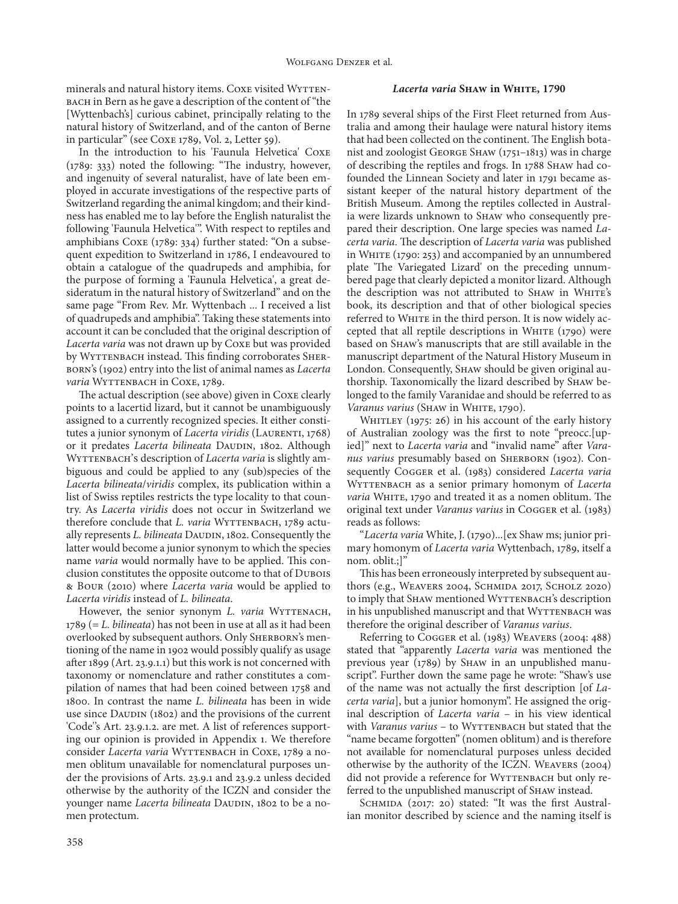minerals and natural history items. Coxe visited Wyttenbach in Bern as he gave a description of the content of "the [Wyttenbach's] curious cabinet, principally relating to the natural history of Switzerland, and of the canton of Berne in particular" (see Coxe 1789, Vol. 2, Letter 59).

In the introduction to his 'Faunula Helvetica' Coxe (1789: 333) noted the following: "The industry, however, and ingenuity of several naturalist, have of late been employed in accurate investigations of the respective parts of Switzerland regarding the animal kingdom; and their kindness has enabled me to lay before the English naturalist the following 'Faunula Helvetica'". With respect to reptiles and amphibians Coxe (1789: 334) further stated: "On a subsequent expedition to Switzerland in 1786, I endeavoured to obtain a catalogue of the quadrupeds and amphibia, for the purpose of forming a 'Faunula Helvetica', a great desideratum in the natural history of Switzerland" and on the same page "From Rev. Mr. Wyttenbach ... I received a list of quadrupeds and amphibia". Taking these statements into account it can be concluded that the original description of *Lacerta varia* was not drawn up by Coxe but was provided by Wyttenbach instead. This finding corroborates Sherborn's (1902) entry into the list of animal names as *Lacerta varia* Wyttenbach in Coxe, 1789.

The actual description (see above) given in Coxe clearly points to a lacertid lizard, but it cannot be unambiguously assigned to a currently recognized species. It either constitutes a junior synonym of *Lacerta viridis* (Laurenti, 1768) or it predates *Lacerta bilineata* Daudin, 1802. Although Wyttenbach's description of *Lacerta varia* is slightly ambiguous and could be applied to any (sub)species of the *Lacerta bilineata/viridis* complex, its publication within a list of Swiss reptiles restricts the type locality to that country. As *Lacerta viridis* does not occur in Switzerland we therefore conclude that *L. varia* Wyttenbach, 1789 actually represents *L. bilineata* Daudin, 1802. Consequently the latter would become a junior synonym to which the species name *varia* would normally have to be applied. This conclusion constitutes the opposite outcome to that of Dubois & Bour (2010) where *Lacerta varia* would be applied to *Lacerta viridis* instead of *L. bilineata*.

However, the senior synonym *L. varia* Wyttenach, 1789 (= *L. bilineata*) has not been in use at all as it had been overlooked by subsequent authors. Only Sherborn's mentioning of the name in 1902 would possibly qualify as usage after 1899 (Art. 23.9.1.1) but this work is not concerned with taxonomy or nomenclature and rather constitutes a compilation of names that had been coined between 1758 and 1800. In contrast the name *L. bilineata* has been in wide use since Daudin (1802) and the provisions of the current 'Code''s Art. 23.9.1.2. are met. A list of references supporting our opinion is provided in Appendix 1. We therefore consider *Lacerta varia* Wyttenbach in Coxe, 1789 a nomen oblitum unavailable for nomenclatural purposes under the provisions of Arts. 23.9.1 and 23.9.2 unless decided otherwise by the authority of the ICZN and consider the younger name *Lacerta bilineata* Daudin, 1802 to be a nomen protectum.

### *Lacerta varia* Shaw in White, 1790

In 1789 several ships of the First Fleet returned from Australia and among their haulage were natural history items that had been collected on the continent. The English botanist and zoologist George Shaw (1751–1813) was in charge of describing the reptiles and frogs. In 1788 Shaw had cofounded the Linnean Society and later in 1791 became assistant keeper of the natural history department of the British Museum. Among the reptiles collected in Australia were lizards unknown to Shaw who consequently prepared their description. One large species was named *Lacerta varia*. The description of *Lacerta varia* was published in White (1790: 253) and accompanied by an unnumbered plate 'The Variegated Lizard' on the preceding unnumbered page that clearly depicted a monitor lizard. Although the description was not attributed to Shaw in White's book, its description and that of other biological species referred to White in the third person. It is now widely accepted that all reptile descriptions in White (1790) were based on Shaw's manuscripts that are still available in the manuscript department of the Natural History Museum in London. Consequently, Shaw should be given original authorship. Taxonomically the lizard described by Shaw belonged to the family Varanidae and should be referred to as *Varanus varius* (Shaw in White, 1790).

Whitley (1975: 26) in his account of the early history of Australian zoology was the first to note "preocc.[upied]" next to *Lacerta varia* and "invalid name" after *Varanus varius* presumably based on Sherborn (1902). Consequently Cogger et al. (1983) considered *Lacerta varia* Wyttenbach as a senior primary homonym of *Lacerta varia* White, 1790 and treated it as a nomen oblitum. The original text under *Varanus varius* in Cogger et al. (1983) reads as follows:

"*Lacerta varia* White, J. (1790)...[ex Shaw ms; junior primary homonym of *Lacerta varia* Wyttenbach, 1789, itself a nom. oblit.;]"

This has been erroneously interpreted by subsequent authors (e.g., Weavers 2004, Schmida 2017, Scholz 2020) to imply that Shaw mentioned Wyttenbach's description in his unpublished manuscript and that Wyttenbach was therefore the original describer of *Varanus varius*.

Referring to Cogger et al. (1983) Weavers (2004: 488) stated that "apparently *Lacerta varia* was mentioned the previous year (1789) by Shaw in an unpublished manuscript". Further down the same page he wrote: "Shaw's use of the name was not actually the first description [of *Lacerta varia*], but a junior homonym". He assigned the original description of *Lacerta varia* – in his view identical with *Varanus varius* – to Wyttenbach but stated that the "name became forgotten" (nomen oblitum) and is therefore not available for nomenclatural purposes unless decided otherwise by the authority of the ICZN. Weavers (2004) did not provide a reference for Wyttenbach but only referred to the unpublished manuscript of Shaw instead.

Schmida (2017: 20) stated: "It was the first Australian monitor described by science and the naming itself is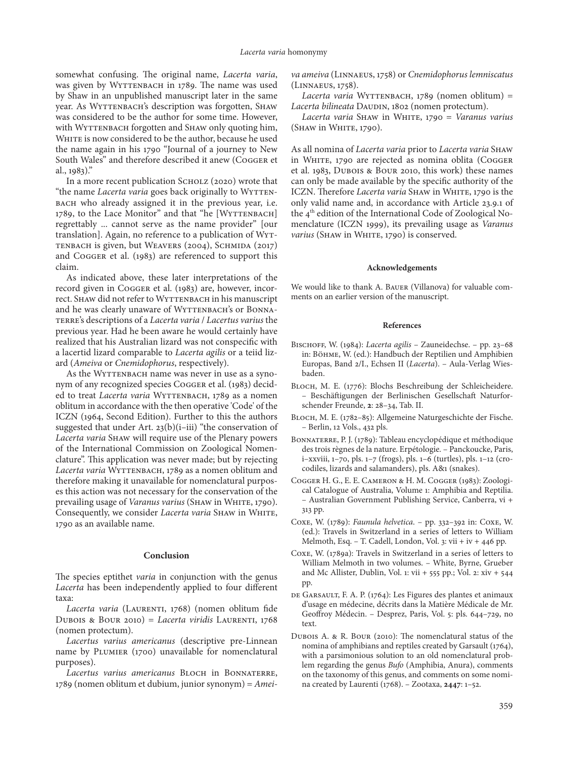somewhat confusing. The original name, *Lacerta varia*, was given by WYTTENBACH in 1789. The name was used by Shaw in an unpublished manuscript later in the same year. As WYTTENBACH's description was forgotten, SHAW was considered to be the author for some time. However, with WYTTENBACH forgotten and SHAW only quoting him, WHITE is now considered to be the author, because he used the name again in his 1790 "Journal of a journey to New South Wales" and therefore described it anew (COGGER et al., 1983)."

In a more recent publication SCHOLZ (2020) wrote that "the name *Lacerta varia* goes back originally to WYTTENBACH who already assigned it in the previous year, i.e. 1789, to the Lace Monitor" and that "he [WYTTENBACH] regrettably ... cannot serve as the name provider" [our translation]. Again, no reference to a publication of WYTTENBACH is given, but WEAVERS (2004), SCHMIDA (2017) and COGGER et al. (1983) are referenced to support this claim.

As indicated above, these later interpretations of the record given in COGGER et al. (1983) are, however, incorrect. SHAW did not refer to WYTTENBACH in his manuscript and he was clearly unaware of WYTTENBACH's or BONNATERRE's descriptions of a *Lacerta varia* / *Lacertus varius* the previous year. Had he been aware he would certainly have realized that his Australian lizard was not conspecific with a lacertid lizard comparable to *Lacerta agilis* or a teiid lizard (*Ameiva* or *Cnemidophorus*, respectively).

As the WYTTENBACH name was never in use as a synonym of any recognized species COGGER et al. (1983) decided to treat *Lacerta varia* WYTTENBACH, 1789 as a nomen oblitum in accordance with the then operative 'Code' of the ICZN (1964, Second Edition). Further to this the authors suggested that under Art. 23(b)(i–iii) "the conservation of *Lacerta varia* SHAW will require use of the Plenary powers of the International Commission on Zoological Nomenclature". This application was never made; but by rejecting *Lacerta varia* WYTTENBACH, 1789 as a nomen oblitum and therefore making it unavailable for nomenclatural purposes this action was not necessary for the conservation of the prevailing usage of *Varanus varius* (SHAW in WHITE, 1790). Consequently, we consider *Lacerta varia* SHAW in WHITE, 1790 as an available name.

## Conclusion

The species eptithet *varia* in conjunction with the genus *Lacerta* has been independently applied to four different taxa:

*Lacerta varia* (LAURENTI, 1768) (nomen oblitum fide DUBOIS & BOUR 2010) = *Lacerta viridis* LAURENTI, 1768 (nomen protectum).

*Lacertus varius americanus* (descriptive pre-Linnean name by PLUMIER (1700) unavailable for nomenclatural purposes).

*Lacertus varius americanus* BLOCH in BONNATERRE, 1789 (nomen oblitum et dubium, junior synonym) = *Ameiva ameiva* (LINNAEUS, 1758) or *Cnemidophorus lemniscatus* (LINNAEUS, 1758).

*Lacerta varia* WYTTENBACH, 1789 (nomen oblitum) = *Lacerta bilineata* DAUDIN, 1802 (nomen protectum).

*Lacerta varia* SHAW in WHITE, 1790 = *Varanus varius* (SHAW in WHITE, 1790).

As all nomina of *Lacerta varia* prior to *Lacerta varia* SHAW in WHITE, 1790 are rejected as nomina oblita (COGGER et al. 1983, DUBOIS & BOUR 2010, this work) these names can only be made available by the specific authority of the ICZN. Therefore *Lacerta varia* SHAW in WHITE, 1790 is the only valid name and, in accordance with Article 23.9.1 of the 4th edition of the International Code of Zoological Nomenclature (ICZN 1999), its prevailing usage as *Varanus varius* (SHAW in WHITE, 1790) is conserved.

#### Acknowledgements

We would like to thank A. BAUER (Villanova) for valuable comments on an earlier version of the manuscript.

#### References

BISCHOFF, W. (1984): *Lacerta agilis* – Zauneidechse. – pp. 23–68 in: BÖHME, W. (ed.): Handbuch der Reptilien und Amphibien Europas, Band 2/I., Echsen II (*Lacerta*). – Aula-Verlag Wiesbaden.

BLOCH, M. E. (1776): Blochs Beschreibung der Schleicheidere. – Beschäftigungen der Berlinischen Gesellschaft Naturforschender Freunde, **2**: 28–34, Tab. II.

BLOCH, M. E. (1782–85): Allgemeine Naturgeschichte der Fische. – Berlin, 12 Vols., 432 pls.

BONNATERRE, P. J. (1789): Tableau encyclopédique et méthodique des trois règnes de la nature. Erpétologie. – Panckoucke, Paris, i–xxviii, 1–70, pls. 1–7 (frogs), pls. 1–6 (turtles), pls. 1–12 (crocodiles, lizards and salamanders), pls. A&1 (snakes).

COGGER H. G., E. E. CAMERON & H. M. COGGER (1983): Zoological Catalogue of Australia, Volume 1: Amphibia and Reptilia. – Australian Government Publishing Service, Canberra, vi + 313 pp.

COXE, W. (1789): *Faunula helvetica*. – pp. 332–392 in: COXE, W. (ed.): Travels in Switzerland in a series of letters to William Melmoth, Esq. – T. Cadell, London, Vol. 3: vii + iv + 446 pp.

COXE, W. (1789a): Travels in Switzerland in a series of letters to William Melmoth in two volumes. – White, Byrne, Grueber and Mc Allister, Dublin, Vol. 1: vii + 555 pp.; Vol. 2: xiv + 544 pp.

DE GARSAULT, F. A. P. (1764): Les Figures des plantes et animaux d'usage en médecine, décrits dans la Matière Médicale de Mr. Geoffroy Médecin. – Desprez, Paris, Vol. 5: pls. 644–729, no text.

DUBOIS A. & R. BOUR (2010): The nomenclatural status of the nomina of amphibians and reptiles created by Garsault (1764), with a parsimonious solution to an old nomenclatural problem regarding the genus *Bufo* (Amphibia, Anura), comments on the taxonomy of this genus, and comments on some nomina created by Laurenti (1768). – Zootaxa, **2447**: 1–52.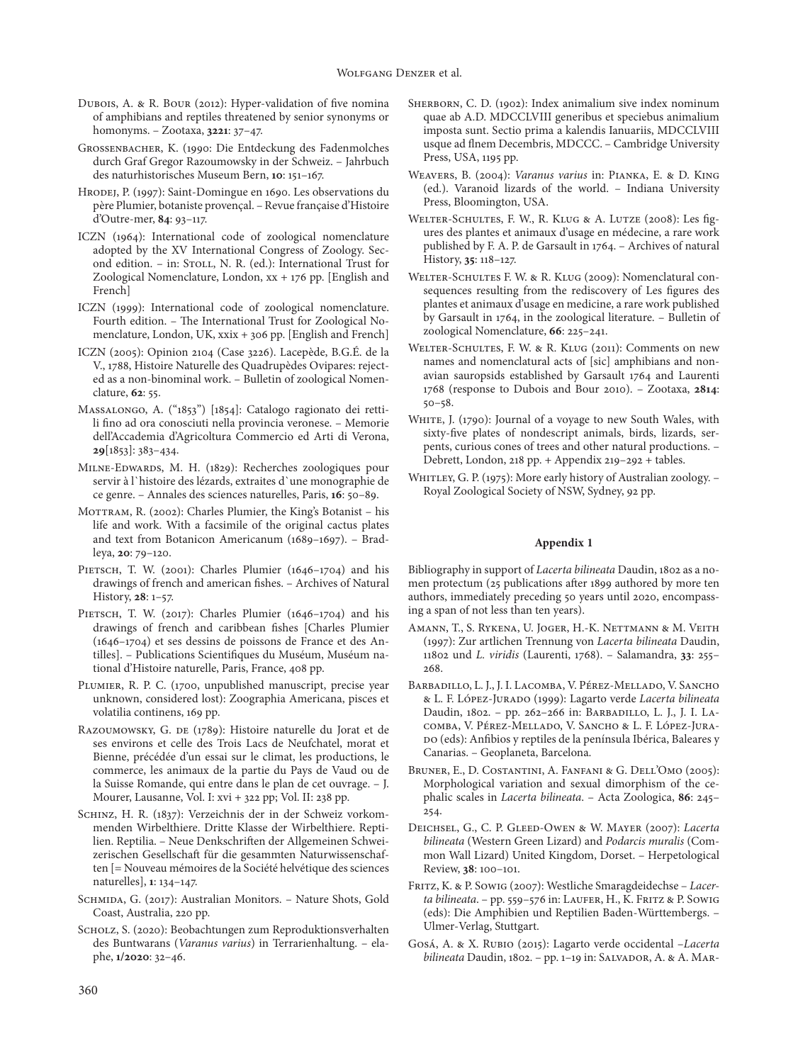Dubois, A. & R. Bour (2012): Hyper-validation of five nomina of amphibians and reptiles threatened by senior synonyms or homonyms. – Zootaxa, **3221**: 37–47.

Grossenbacher, K. (1990: Die Entdeckung des Fadenmolches durch Graf Gregor Razoumowsky in der Schweiz. – Jahrbuch des naturhistorisches Museum Bern, **10**: 151–167.

Hrodej, P. (1997): Saint-Domingue en 1690. Les observations du père Plumier, botaniste provençal. – Revue française d'Histoire d'Outre-mer, **84**: 93–117.

ICZN (1964): International code of zoological nomenclature adopted by the XV International Congress of Zoology. Second edition. – in: Stoll, N. R. (ed.): International Trust for Zoological Nomenclature, London, xx + 176 pp. [English and French]

ICZN (1999): International code of zoological nomenclature. Fourth edition. – The International Trust for Zoological Nomenclature, London, UK, xxix + 306 pp. [English and French]

ICZN (2005): Opinion 2104 (Case 3226). Lacepède, B.G.É. de la V., 1788, Histoire Naturelle des Quadrupèdes Ovipares: rejected as a non-binominal work. – Bulletin of zoological Nomenclature, **62**: 55.

Massalongo, A. ("1853") [1854]: Catalogo ragionato dei rettili fino ad ora conosciuti nella provincia veronese. – Memorie dell'Accademia d'Agricoltura Commercio ed Arti di Verona, **29**[1853]: 383–434.

Milne-Edwards, M. H. (1829): Recherches zoologiques pour servir à l`histoire des lézards, extraites d`une monographie de ce genre. – Annales des sciences naturelles, Paris, **16**: 50–89.

Mottram, R. (2002): Charles Plumier, the King's Botanist – his life and work. With a facsimile of the original cactus plates and text from Botanicon Americanum (1689–1697). – Bradleya, **20**: 79–120.

Pietsch, T. W. (2001): Charles Plumier (1646–1704) and his drawings of french and american fishes. – Archives of Natural History, **28**: 1–57.

Pietsch, T. W. (2017): Charles Plumier (1646–1704) and his drawings of french and caribbean fishes [Charles Plumier (1646–1704) et ses dessins de poissons de France et des Antilles]. – Publications Scientifiques du Muséum, Muséum national d'Histoire naturelle, Paris, France, 408 pp.

Plumier, R. P. C. (1700, unpublished manuscript, precise year unknown, considered lost): Zoographia Americana, pisces et volatilia continens, 169 pp.

Razoumowsky, G. de (1789): Histoire naturelle du Jorat et de ses environs et celle des Trois Lacs de Neufchatel, morat et Bienne, précédée d'un essai sur le climat, les productions, le commerce, les animaux de la partie du Pays de Vaud ou de la Suisse Romande, qui entre dans le plan de cet ouvrage. – J. Mourer, Lausanne, Vol. I: xvi + 322 pp; Vol. II: 238 pp.

Schinz, H. R. (1837): Verzeichnis der in der Schweiz vorkommenden Wirbelthiere. Dritte Klasse der Wirbelthiere. Reptilien. Reptilia. – Neue Denkschriften der Allgemeinen Schweizerischen Gesellschaft für die gesammten Naturwissenschaften [= Nouveau mémoires de la Société helvétique des sciences naturelles], **1**: 134–147.

Schmida, G. (2017): Australian Monitors. – Nature Shots, Gold Coast, Australia, 220 pp.

Scholz, S. (2020): Beobachtungen zum Reproduktionsverhalten des Buntwarans (*Varanus varius*) in Terrarienhaltung. – elaphe, **1/2020**: 32–46.

Sherborn, C. D. (1902): Index animalium sive index nominum quae ab A.D. MDCCLVIII generibus et speciebus animalium imposta sunt. Sectio prima a kalendis Ianuariis, MDCCLVIII usque ad flnem Decembris, MDCCC. – Cambridge University Press, USA, 1195 pp.

Weavers, B. (2004): *Varanus varius* in: Pianka, E. & D. King (ed.). Varanoid lizards of the world. – Indiana University Press, Bloomington, USA.

Welter-Schultes, F. W., R. Klug & A. Lutze (2008): Les figures des plantes et animaux d'usage en médecine, a rare work published by F. A. P. de Garsault in 1764. – Archives of natural History, **35**: 118–127.

Welter-Schultes F. W. & R. Klug (2009): Nomenclatural consequences resulting from the rediscovery of Les figures des plantes et animaux d'usage en medicine, a rare work published by Garsault in 1764, in the zoological literature. – Bulletin of zoological Nomenclature, **66**: 225–241.

Welter-Schultes, F. W. & R. Klug (2011): Comments on new names and nomenclatural acts of [sic] amphibians and nonavian sauropsids established by Garsault 1764 and Laurenti 1768 (response to Dubois and Bour 2010). – Zootaxa, **2814**: 50–58.

White, J. (1790): Journal of a voyage to new South Wales, with sixty-five plates of nondescript animals, birds, lizards, serpents, curious cones of trees and other natural productions. – Debrett, London, 218 pp. + Appendix 219–292 + tables.

Whitley, G. P. (1975): More early history of Australian zoology. – Royal Zoological Society of NSW, Sydney, 92 pp.

## Appendix 1

Bibliography in support of *Lacerta bilineata* Daudin, 1802 as a nomen protectum (25 publications after 1899 authored by more ten authors, immediately preceding 50 years until 2020, encompassing a span of not less than ten years).

Amann, T., S. Rykena, U. Joger, H.-K. Nettmann & M. Veith (1997): Zur artlichen Trennung von *Lacerta bilineata* Daudin, 11802 und *L. viridis* (Laurenti, 1768). – Salamandra, **33**: 255–268.

Barbadillo, L. J., J. I. Lacomba, V. Pérez-Mellado, V. Sancho & L. F. López-Jurado (1999): Lagarto verde *Lacerta bilineata* Daudin, 1802. – pp. 262–266 in: Barbadillo, L. J., J. I. Lacomba, V. Pérez-Mellado, V. Sancho & L. F. López-Jurado (eds): Anfibios y reptiles de la península Ibérica, Baleares y Canarias. – Geoplaneta, Barcelona.

Bruner, E., D. Costantini, A. Fanfani & G. Dell'Omo (2005): Morphological variation and sexual dimorphism of the cephalic scales in *Lacerta bilineata*. – Acta Zoologica, **86**: 245–254.

Deichsel, G., C. P. Gleed-Owen & W. Mayer (2007): *Lacerta bilineata* (Western Green Lizard) and *Podarcis muralis* (Common Wall Lizard) United Kingdom, Dorset. – Herpetological Review, **38**: 100–101.

Fritz, K. & P. Sowig (2007): Westliche Smaragdeidechse – *Lacerta bilineata*. – pp. 559–576 in: Laufer, H., K. Fritz & P. Sowig (eds): Die Amphibien und Reptilien Baden-Württembergs. – Ulmer-Verlag, Stuttgart.

Gosá, A. & X. Rubio (2015): Lagarto verde occidental –*Lacerta bilineata* Daudin, 1802. – pp. 1–19 in: Salvador, A. & A. Mar-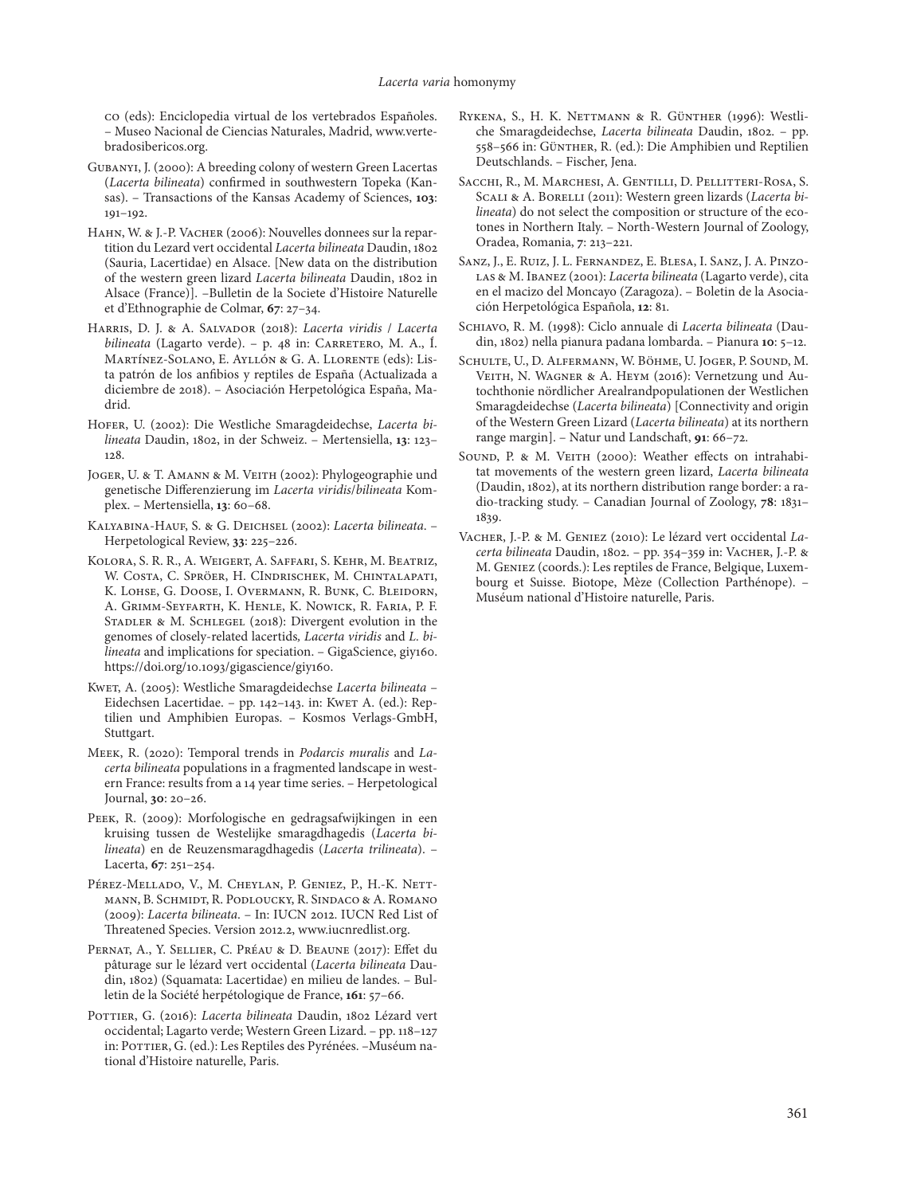co (eds): Enciclopedia virtual de los vertebrados Españoles. – Museo Nacional de Ciencias Naturales, Madrid, www.vertebradosibericos.org.

Gubanyi, J. (2000): A breeding colony of western Green Lacertas (*Lacerta bilineata*) confirmed in southwestern Topeka (Kansas). – Transactions of the Kansas Academy of Sciences, **103**: 191–192.

Hahn, W. & J.-P. Vacher (2006): Nouvelles donnees sur la repartition du Lezard vert occidental *Lacerta bilineata* Daudin, 1802 (Sauria, Lacertidae) en Alsace. [New data on the distribution of the western green lizard *Lacerta bilineata* Daudin, 1802 in Alsace (France)]. –Bulletin de la Societe d'Histoire Naturelle et d'Ethnographie de Colmar, **67**: 27–34.

Harris, D. J. & A. Salvador (2018): *Lacerta viridis* / *Lacerta bilineata* (Lagarto verde). – p. 48 in: Carretero, M. A., Í. Martínez-Solano, E. Ayllón & G. A. Llorente (eds): Lista patrón de los anfibios y reptiles de España (Actualizada a diciembre de 2018). – Asociación Herpetológica España, Madrid.

Hofer, U. (2002): Die Westliche Smaragdeidechse, *Lacerta bilineata* Daudin, 1802, in der Schweiz. – Mertensiella, **13**: 123–128.

Joger, U. & T. Amann & M. Veith (2002): Phylogeographie und genetische Differenzierung im *Lacerta viridis/bilineata* Komplex. – Mertensiella, **13**: 60–68.

Kalyabina-Hauf, S. & G. Deichsel (2002): *Lacerta bilineata*. – Herpetological Review, **33**: 225–226.

Kolora, S. R. R., A. Weigert, A. Saffari, S. Kehr, M. Beatriz, W. Costa, C. Spröer, H. CIndrischek, M. Chintalapati, K. Lohse, G. Doose, I. Overmann, R. Bunk, C. Bleidorn, A. Grimm-Seyfarth, K. Henle, K. Nowick, R. Faria, P. F. Stadler & M. Schlegel (2018): Divergent evolution in the genomes of closely-related lacertids, *Lacerta viridis* and *L. bilineata* and implications for speciation. – GigaScience, giy160. https://doi.org/10.1093/gigascience/giy160.

Kwet, A. (2005): Westliche Smaragdeidechse *Lacerta bilineata* – Eidechsen Lacertidae. – pp. 142–143. in: Kwet A. (ed.): Reptilien und Amphibien Europas. – Kosmos Verlags-GmbH, Stuttgart.

Meek, R. (2020): Temporal trends in *Podarcis muralis* and *Lacerta bilineata* populations in a fragmented landscape in western France: results from a 14 year time series. – Herpetological Journal, **30**: 20–26.

Peek, R. (2009): Morfologische en gedragsafwijkingen in een kruising tussen de Westelijke smaragdhagedis (*Lacerta bilineata*) en de Reuzensmaragdhagedis (*Lacerta trilineata*). – Lacerta, **67**: 251–254.

Pérez-Mellado, V., M. Cheylan, P. Geniez, P., H.-K. Nettmann, B. Schmidt, R. Podloucky, R. Sindaco & A. Romano (2009): *Lacerta bilineata*. – In: IUCN 2012. IUCN Red List of Threatened Species. Version 2012.2, www.iucnredlist.org.

Pernat, A., Y. Sellier, C. Préau & D. Beaune (2017): Effet du pâturage sur le lézard vert occidental (*Lacerta bilineata* Daudin, 1802) (Squamata: Lacertidae) en milieu de landes. – Bulletin de la Société herpétologique de France, **161**: 57–66.

Pottier, G. (2016): *Lacerta bilineata* Daudin, 1802 Lézard vert occidental; Lagarto verde; Western Green Lizard. – pp. 118–127 in: Pottier, G. (ed.): Les Reptiles des Pyrénées. –Muséum national d'Histoire naturelle, Paris.

Rykena, S., H. K. Nettmann & R. Günther (1996): Westliche Smaragdeidechse, *Lacerta bilineata* Daudin, 1802. – pp. 558–566 in: Günther, R. (ed.): Die Amphibien und Reptilien Deutschlands. – Fischer, Jena.

Sacchi, R., M. Marchesi, A. Gentilli, D. Pellitteri-Rosa, S. Scali & A. Borelli (2011): Western green lizards (*Lacerta bilineata*) do not select the composition or structure of the ecotones in Northern Italy. – North-Western Journal of Zoology, Oradea, Romania, **7**: 213–221.

Sanz, J., E. Ruiz, J. L. Fernandez, E. Blesa, I. Sanz, J. A. Pinzolas & M. Ibanez (2001): *Lacerta bilineata* (Lagarto verde), cita en el macizo del Moncayo (Zaragoza). – Boletin de la Asociación Herpetológica Española, **12**: 81.

Schiavo, R. M. (1998): Ciclo annuale di *Lacerta bilineata* (Daudin, 1802) nella pianura padana lombarda. – Pianura **10**: 5–12.

Schulte, U., D. Alfermann, W. Böhme, U. Joger, P. Sound, M. Veith, N. Wagner & A. Heym (2016): Vernetzung und Autochthonie nördlicher Arealrandpopulationen der Westlichen Smaragdeidechse (*Lacerta bilineata*) [Connectivity and origin of the Western Green Lizard (*Lacerta bilineata*) at its northern range margin]. – Natur und Landschaft, **91**: 66–72.

Sound, P. & M. Veith (2000): Weather effects on intrahabitat movements of the western green lizard, *Lacerta bilineata* (Daudin, 1802), at its northern distribution range border: a radio-tracking study. – Canadian Journal of Zoology, **78**: 1831–1839.

Vacher, J.-P. & M. Geniez (2010): Le lézard vert occidental *Lacerta bilineata* Daudin, 1802. – pp. 354–359 in: Vacher, J.-P. & M. Geniez (coords.): Les reptiles de France, Belgique, Luxembourg et Suisse. Biotope, Mèze (Collection Parthénope). – Muséum national d'Histoire naturelle, Paris.